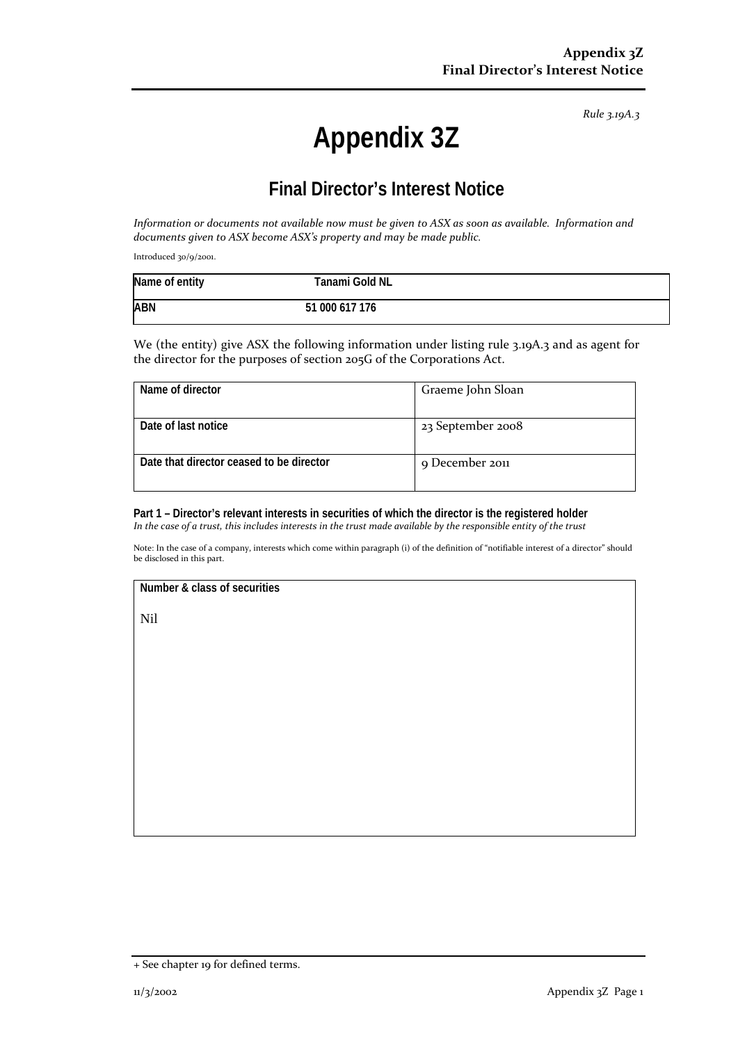Rule 3.19A.3

# Appendix 3Z

## Final Director's Interest Notice

*Information or documents not available now must be given to ASX as soon as available. Information and documents given to ASX become ASX's property and may be made public.*

Introduced 30/9/2001.

| Name of entity | Tanami Gold NL |
|---|---|
| ABN | 51 000 617 176 |

We (the entity) give ASX the following information under listing rule 3.19A.3 and as agent for the director for the purposes of section 205G of the Corporations Act.

| Name of director | Graeme John Sloan |
|---|---|
| Date of last notice | 23 September 2008 |
| Date that director ceased to be director | 9 December 2011 |

**Part 1 – Director's relevant interests in securities of which the director is the registered holder**
*In the case of a trust, this includes interests in the trust made available by the responsible entity of the trust*

Note: In the case of a company, interests which come within paragraph (i) of the definition of "notifiable interest of a director" should be disclosed in this part.

| Number & class of securities |
|---|
| Nil |

+ See chapter 19 for defined terms.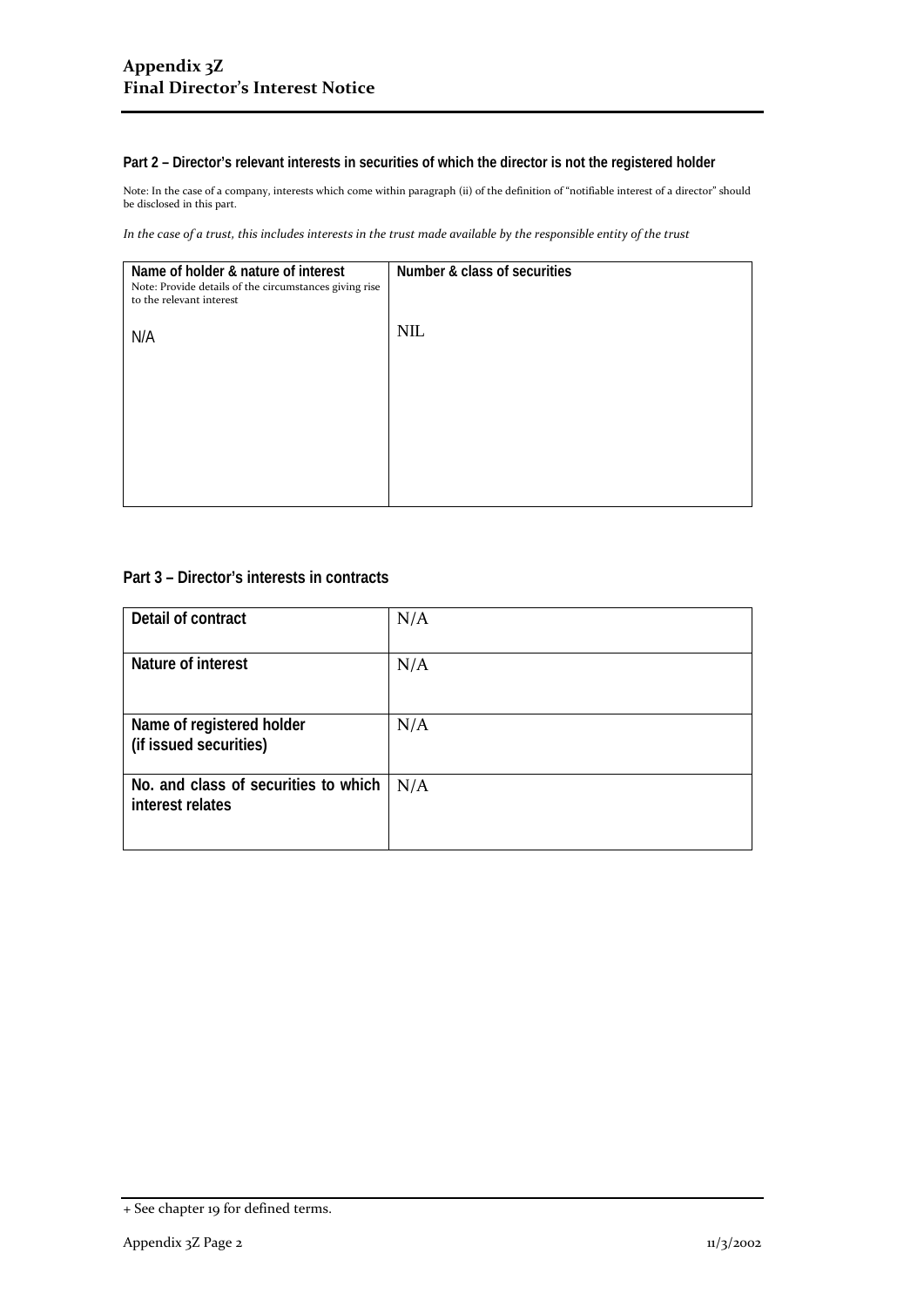## Part 2 – Director's relevant interests in securities of which the director is not the registered holder

Note: In the case of a company, interests which come within paragraph (ii) of the definition of "notifiable interest of a director" should be disclosed in this part.

*In the case of a trust, this includes interests in the trust made available by the responsible entity of the trust*

| Name of holder & nature of interest<br>Note: Provide details of the circumstances giving rise to the relevant interest | Number & class of securities |
|---|---|
| N/A | NIL |

## Part 3 – Director's interests in contracts

| | |
|---|---|
| Detail of contract | N/A |
| Nature of interest | N/A |
| Name of registered holder (if issued securities) | N/A |
| No. and class of securities to which interest relates | N/A |

+ See chapter 19 for defined terms.